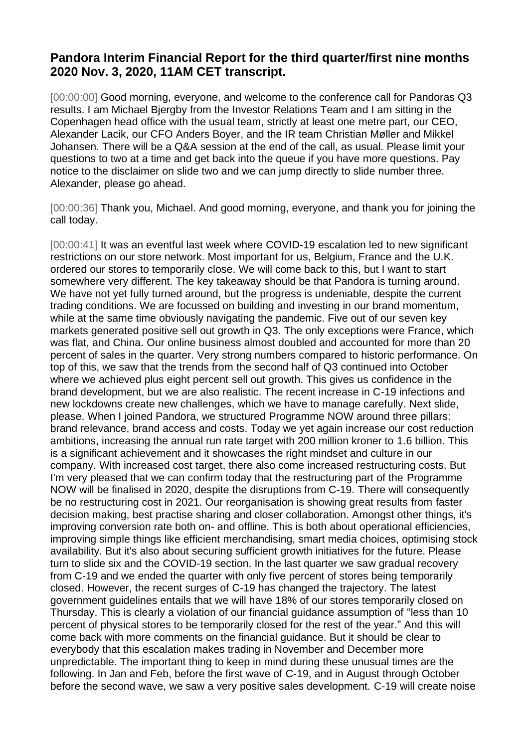## Pandora Interim Financial Report for the third quarter/first nine months 2020 Nov. 3, 2020, 11AM CET transcript.

[00:00:00] Good morning, everyone, and welcome to the conference call for Pandoras Q3 results. I am Michael Bjergby from the Investor Relations Team and I am sitting in the Copenhagen head office with the usual team, strictly at least one metre part, our CEO, Alexander Lacik, our CFO Anders Boyer, and the IR team Christian Møller and Mikkel Johansen. There will be a Q&A session at the end of the call, as usual. Please limit your questions to two at a time and get back into the queue if you have more questions. Pay notice to the disclaimer on slide two and we can jump directly to slide number three. Alexander, please go ahead.

[00:00:36] Thank you, Michael. And good morning, everyone, and thank you for joining the call today.

[00:00:41] It was an eventful last week where COVID-19 escalation led to new significant restrictions on our store network. Most important for us, Belgium, France and the U.K. ordered our stores to temporarily close. We will come back to this, but I want to start somewhere very different. The key takeaway should be that Pandora is turning around. We have not yet fully turned around, but the progress is undeniable, despite the current trading conditions. We are focussed on building and investing in our brand momentum, while at the same time obviously navigating the pandemic. Five out of our seven key markets generated positive sell out growth in Q3. The only exceptions were France, which was flat, and China. Our online business almost doubled and accounted for more than 20 percent of sales in the quarter. Very strong numbers compared to historic performance. On top of this, we saw that the trends from the second half of Q3 continued into October where we achieved plus eight percent sell out growth. This gives us confidence in the brand development, but we are also realistic. The recent increase in C-19 infections and new lockdowns create new challenges, which we have to manage carefully. Next slide, please. When I joined Pandora, we structured Programme NOW around three pillars: brand relevance, brand access and costs. Today we yet again increase our cost reduction ambitions, increasing the annual run rate target with 200 million kroner to 1.6 billion. This is a significant achievement and it showcases the right mindset and culture in our company. With increased cost target, there also come increased restructuring costs. But I'm very pleased that we can confirm today that the restructuring part of the Programme NOW will be finalised in 2020, despite the disruptions from C-19. There will consequently be no restructuring cost in 2021. Our reorganisation is showing great results from faster decision making, best practise sharing and closer collaboration. Amongst other things, it's improving conversion rate both on- and offline. This is both about operational efficiencies, improving simple things like efficient merchandising, smart media choices, optimising stock availability. But it's also about securing sufficient growth initiatives for the future. Please turn to slide six and the COVID-19 section. In the last quarter we saw gradual recovery from C-19 and we ended the quarter with only five percent of stores being temporarily closed. However, the recent surges of C-19 has changed the trajectory. The latest government guidelines entails that we will have 18% of our stores temporarily closed on Thursday. This is clearly a violation of our financial guidance assumption of "less than 10 percent of physical stores to be temporarily closed for the rest of the year." And this will come back with more comments on the financial guidance. But it should be clear to everybody that this escalation makes trading in November and December more unpredictable. The important thing to keep in mind during these unusual times are the following. In Jan and Feb, before the first wave of C-19, and in August through October before the second wave, we saw a very positive sales development. C-19 will create noise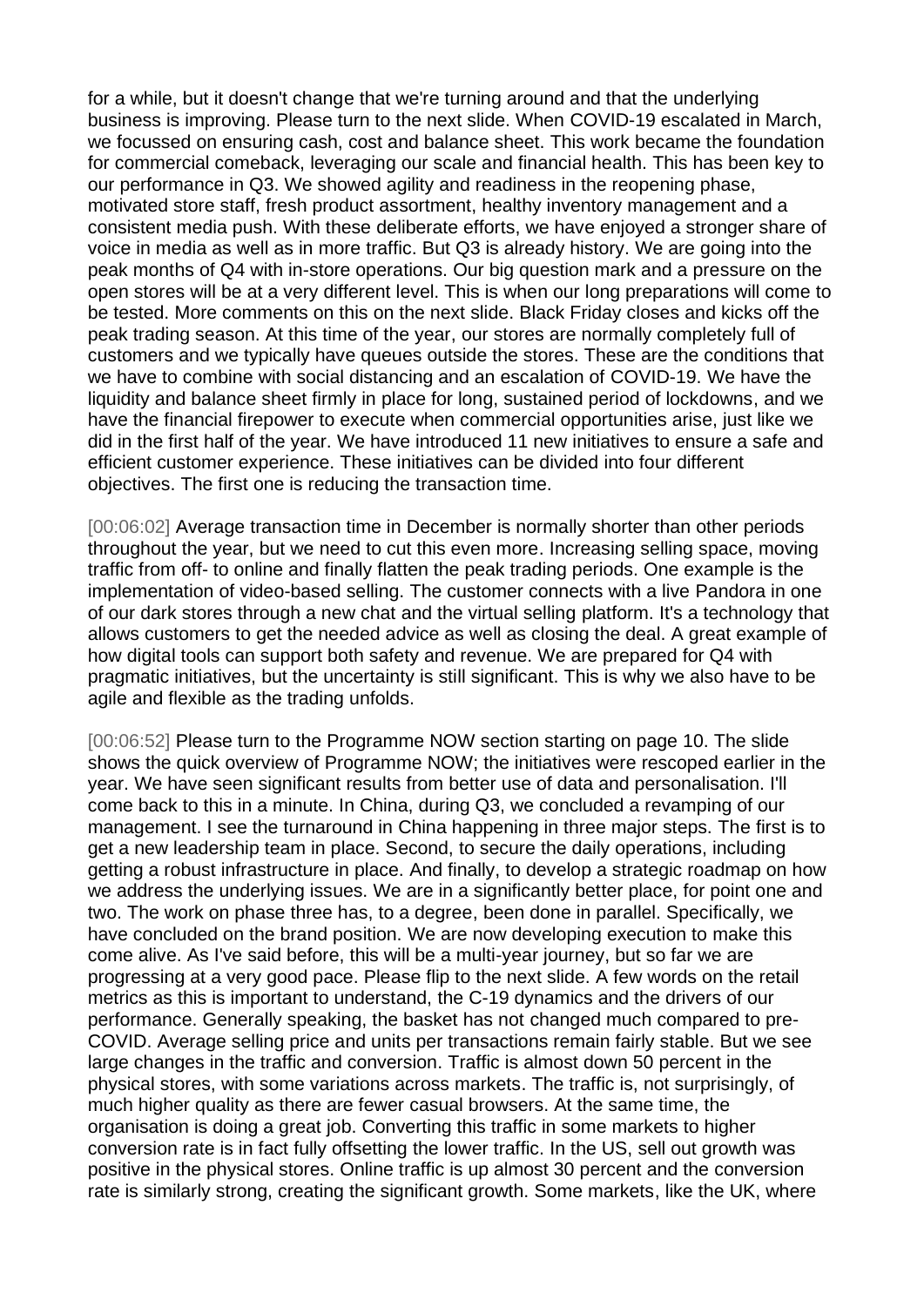for a while, but it doesn't change that we're turning around and that the underlying business is improving. Please turn to the next slide. When COVID-19 escalated in March, we focussed on ensuring cash, cost and balance sheet. This work became the foundation for commercial comeback, leveraging our scale and financial health. This has been key to our performance in Q3. We showed agility and readiness in the reopening phase, motivated store staff, fresh product assortment, healthy inventory management and a consistent media push. With these deliberate efforts, we have enjoyed a stronger share of voice in media as well as in more traffic. But Q3 is already history. We are going into the peak months of Q4 with in-store operations. Our big question mark and a pressure on the open stores will be at a very different level. This is when our long preparations will come to be tested. More comments on this on the next slide. Black Friday closes and kicks off the peak trading season. At this time of the year, our stores are normally completely full of customers and we typically have queues outside the stores. These are the conditions that we have to combine with social distancing and an escalation of COVID-19. We have the liquidity and balance sheet firmly in place for long, sustained period of lockdowns, and we have the financial firepower to execute when commercial opportunities arise, just like we did in the first half of the year. We have introduced 11 new initiatives to ensure a safe and efficient customer experience. These initiatives can be divided into four different objectives. The first one is reducing the transaction time.

[00:06:02] Average transaction time in December is normally shorter than other periods throughout the year, but we need to cut this even more. Increasing selling space, moving traffic from off- to online and finally flatten the peak trading periods. One example is the implementation of video-based selling. The customer connects with a live Pandora in one of our dark stores through a new chat and the virtual selling platform. It's a technology that allows customers to get the needed advice as well as closing the deal. A great example of how digital tools can support both safety and revenue. We are prepared for Q4 with pragmatic initiatives, but the uncertainty is still significant. This is why we also have to be agile and flexible as the trading unfolds.

[00:06:52] Please turn to the Programme NOW section starting on page 10. The slide shows the quick overview of Programme NOW; the initiatives were rescoped earlier in the year. We have seen significant results from better use of data and personalisation. I'll come back to this in a minute. In China, during Q3, we concluded a revamping of our management. I see the turnaround in China happening in three major steps. The first is to get a new leadership team in place. Second, to secure the daily operations, including getting a robust infrastructure in place. And finally, to develop a strategic roadmap on how we address the underlying issues. We are in a significantly better place, for point one and two. The work on phase three has, to a degree, been done in parallel. Specifically, we have concluded on the brand position. We are now developing execution to make this come alive. As I've said before, this will be a multi-year journey, but so far we are progressing at a very good pace. Please flip to the next slide. A few words on the retail metrics as this is important to understand, the C-19 dynamics and the drivers of our performance. Generally speaking, the basket has not changed much compared to pre-COVID. Average selling price and units per transactions remain fairly stable. But we see large changes in the traffic and conversion. Traffic is almost down 50 percent in the physical stores, with some variations across markets. The traffic is, not surprisingly, of much higher quality as there are fewer casual browsers. At the same time, the organisation is doing a great job. Converting this traffic in some markets to higher conversion rate is in fact fully offsetting the lower traffic. In the US, sell out growth was positive in the physical stores. Online traffic is up almost 30 percent and the conversion rate is similarly strong, creating the significant growth. Some markets, like the UK, where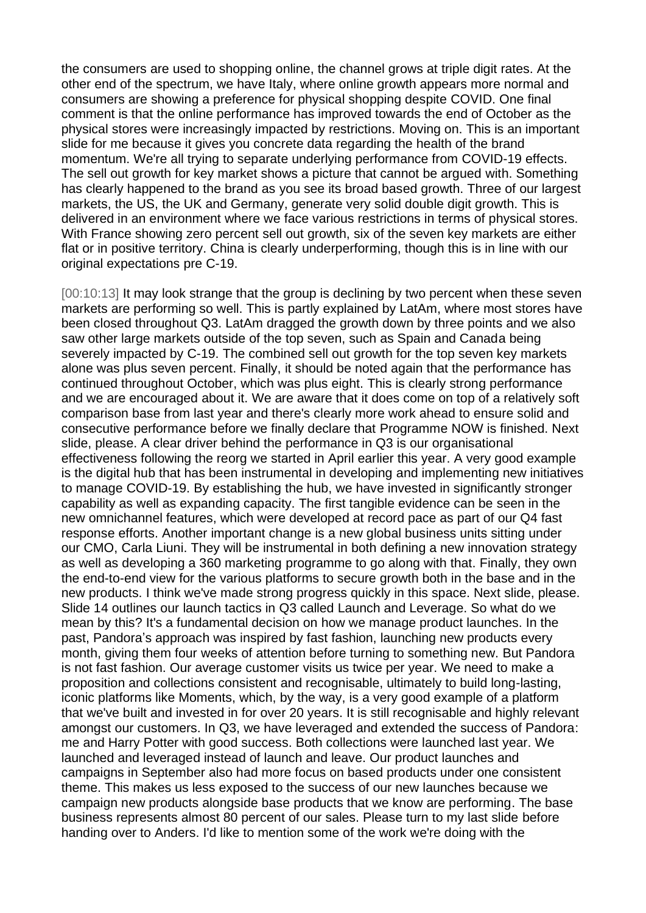the consumers are used to shopping online, the channel grows at triple digit rates. At the other end of the spectrum, we have Italy, where online growth appears more normal and consumers are showing a preference for physical shopping despite COVID. One final comment is that the online performance has improved towards the end of October as the physical stores were increasingly impacted by restrictions. Moving on. This is an important slide for me because it gives you concrete data regarding the health of the brand momentum. We're all trying to separate underlying performance from COVID-19 effects. The sell out growth for key market shows a picture that cannot be argued with. Something has clearly happened to the brand as you see its broad based growth. Three of our largest markets, the US, the UK and Germany, generate very solid double digit growth. This is delivered in an environment where we face various restrictions in terms of physical stores. With France showing zero percent sell out growth, six of the seven key markets are either flat or in positive territory. China is clearly underperforming, though this is in line with our original expectations pre C-19.

[00:10:13] It may look strange that the group is declining by two percent when these seven markets are performing so well. This is partly explained by LatAm, where most stores have been closed throughout Q3. LatAm dragged the growth down by three points and we also saw other large markets outside of the top seven, such as Spain and Canada being severely impacted by C-19. The combined sell out growth for the top seven key markets alone was plus seven percent. Finally, it should be noted again that the performance has continued throughout October, which was plus eight. This is clearly strong performance and we are encouraged about it. We are aware that it does come on top of a relatively soft comparison base from last year and there's clearly more work ahead to ensure solid and consecutive performance before we finally declare that Programme NOW is finished. Next slide, please. A clear driver behind the performance in Q3 is our organisational effectiveness following the reorg we started in April earlier this year. A very good example is the digital hub that has been instrumental in developing and implementing new initiatives to manage COVID-19. By establishing the hub, we have invested in significantly stronger capability as well as expanding capacity. The first tangible evidence can be seen in the new omnichannel features, which were developed at record pace as part of our Q4 fast response efforts. Another important change is a new global business units sitting under our CMO, Carla Liuni. They will be instrumental in both defining a new innovation strategy as well as developing a 360 marketing programme to go along with that. Finally, they own the end-to-end view for the various platforms to secure growth both in the base and in the new products. I think we've made strong progress quickly in this space. Next slide, please. Slide 14 outlines our launch tactics in Q3 called Launch and Leverage. So what do we mean by this? It's a fundamental decision on how we manage product launches. In the past, Pandora's approach was inspired by fast fashion, launching new products every month, giving them four weeks of attention before turning to something new. But Pandora is not fast fashion. Our average customer visits us twice per year. We need to make a proposition and collections consistent and recognisable, ultimately to build long-lasting, iconic platforms like Moments, which, by the way, is a very good example of a platform that we've built and invested in for over 20 years. It is still recognisable and highly relevant amongst our customers. In Q3, we have leveraged and extended the success of Pandora: me and Harry Potter with good success. Both collections were launched last year. We launched and leveraged instead of launch and leave. Our product launches and campaigns in September also had more focus on based products under one consistent theme. This makes us less exposed to the success of our new launches because we campaign new products alongside base products that we know are performing. The base business represents almost 80 percent of our sales. Please turn to my last slide before handing over to Anders. I'd like to mention some of the work we're doing with the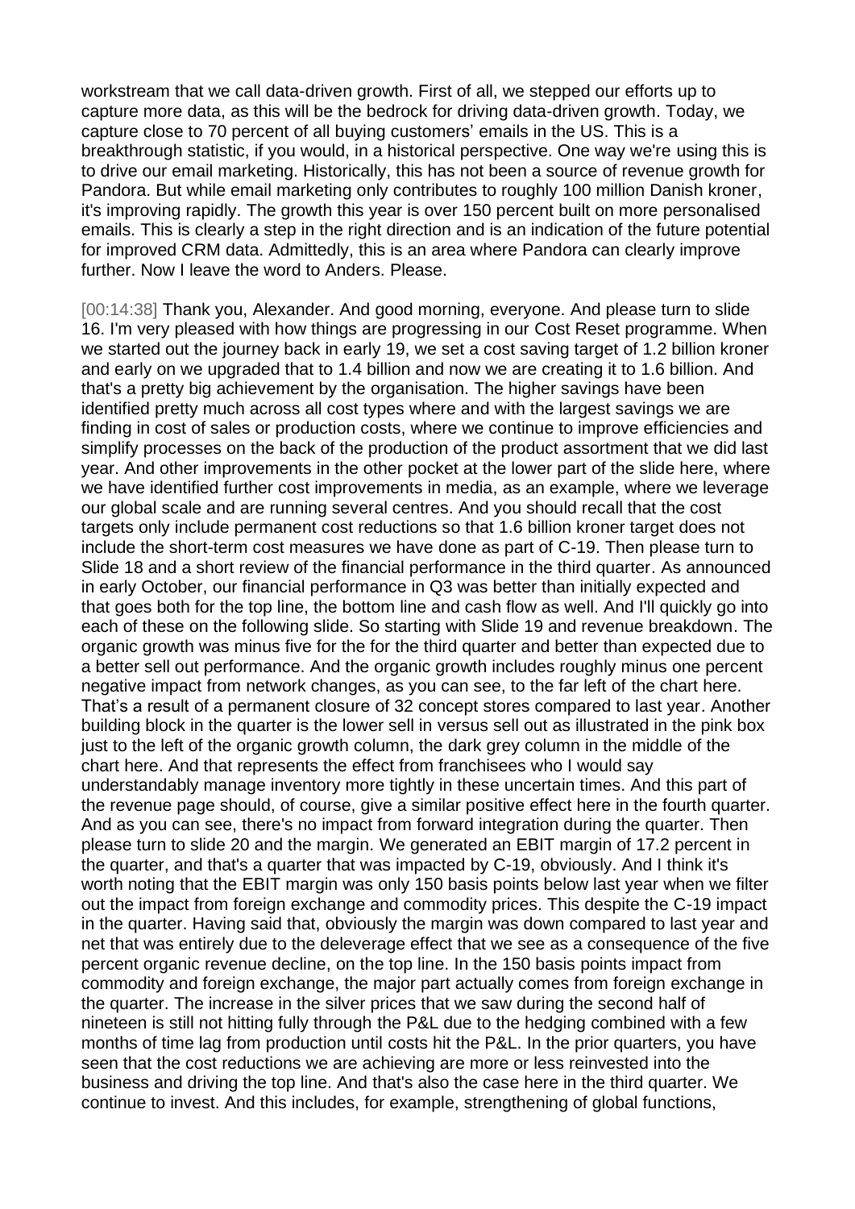workstream that we call data-driven growth. First of all, we stepped our efforts up to capture more data, as this will be the bedrock for driving data-driven growth. Today, we capture close to 70 percent of all buying customers' emails in the US. This is a breakthrough statistic, if you would, in a historical perspective. One way we're using this is to drive our email marketing. Historically, this has not been a source of revenue growth for Pandora. But while email marketing only contributes to roughly 100 million Danish kroner, it's improving rapidly. The growth this year is over 150 percent built on more personalised emails. This is clearly a step in the right direction and is an indication of the future potential for improved CRM data. Admittedly, this is an area where Pandora can clearly improve further. Now I leave the word to Anders. Please.

[00:14:38] Thank you, Alexander. And good morning, everyone. And please turn to slide 16. I'm very pleased with how things are progressing in our Cost Reset programme. When we started out the journey back in early 19, we set a cost saving target of 1.2 billion kroner and early on we upgraded that to 1.4 billion and now we are creating it to 1.6 billion. And that's a pretty big achievement by the organisation. The higher savings have been identified pretty much across all cost types where and with the largest savings we are finding in cost of sales or production costs, where we continue to improve efficiencies and simplify processes on the back of the production of the product assortment that we did last year. And other improvements in the other pocket at the lower part of the slide here, where we have identified further cost improvements in media, as an example, where we leverage our global scale and are running several centres. And you should recall that the cost targets only include permanent cost reductions so that 1.6 billion kroner target does not include the short-term cost measures we have done as part of C-19. Then please turn to Slide 18 and a short review of the financial performance in the third quarter. As announced in early October, our financial performance in Q3 was better than initially expected and that goes both for the top line, the bottom line and cash flow as well. And I'll quickly go into each of these on the following slide. So starting with Slide 19 and revenue breakdown. The organic growth was minus five for the for the third quarter and better than expected due to a better sell out performance. And the organic growth includes roughly minus one percent negative impact from network changes, as you can see, to the far left of the chart here. That's a result of a permanent closure of 32 concept stores compared to last year. Another building block in the quarter is the lower sell in versus sell out as illustrated in the pink box just to the left of the organic growth column, the dark grey column in the middle of the chart here. And that represents the effect from franchisees who I would say understandably manage inventory more tightly in these uncertain times. And this part of the revenue page should, of course, give a similar positive effect here in the fourth quarter. And as you can see, there's no impact from forward integration during the quarter. Then please turn to slide 20 and the margin. We generated an EBIT margin of 17.2 percent in the quarter, and that's a quarter that was impacted by C-19, obviously. And I think it's worth noting that the EBIT margin was only 150 basis points below last year when we filter out the impact from foreign exchange and commodity prices. This despite the C-19 impact in the quarter. Having said that, obviously the margin was down compared to last year and net that was entirely due to the deleverage effect that we see as a consequence of the five percent organic revenue decline, on the top line. In the 150 basis points impact from commodity and foreign exchange, the major part actually comes from foreign exchange in the quarter. The increase in the silver prices that we saw during the second half of nineteen is still not hitting fully through the P&L due to the hedging combined with a few months of time lag from production until costs hit the P&L. In the prior quarters, you have seen that the cost reductions we are achieving are more or less reinvested into the business and driving the top line. And that's also the case here in the third quarter. We continue to invest. And this includes, for example, strengthening of global functions,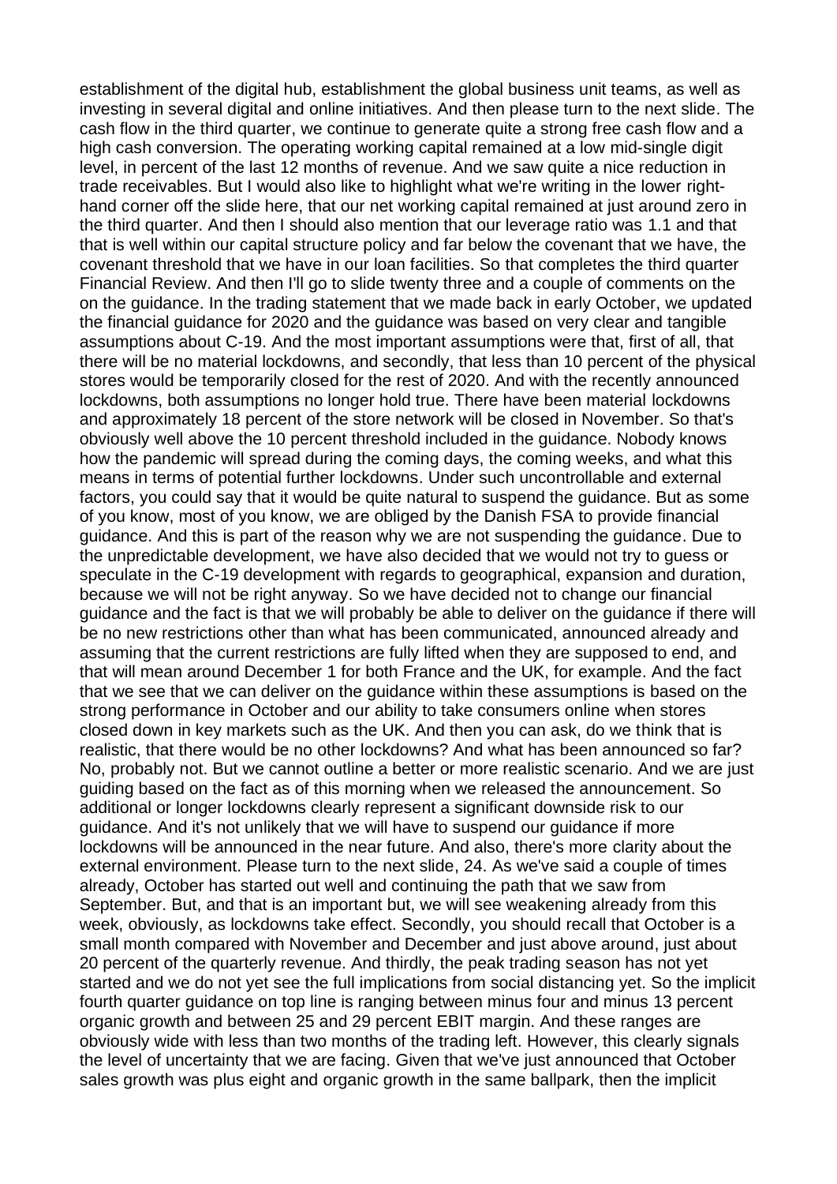establishment of the digital hub, establishment the global business unit teams, as well as investing in several digital and online initiatives. And then please turn to the next slide. The cash flow in the third quarter, we continue to generate quite a strong free cash flow and a high cash conversion. The operating working capital remained at a low mid-single digit level, in percent of the last 12 months of revenue. And we saw quite a nice reduction in trade receivables. But I would also like to highlight what we're writing in the lower right-hand corner off the slide here, that our net working capital remained at just around zero in the third quarter. And then I should also mention that our leverage ratio was 1.1 and that that is well within our capital structure policy and far below the covenant that we have, the covenant threshold that we have in our loan facilities. So that completes the third quarter Financial Review. And then I'll go to slide twenty three and a couple of comments on the on the guidance. In the trading statement that we made back in early October, we updated the financial guidance for 2020 and the guidance was based on very clear and tangible assumptions about C-19. And the most important assumptions were that, first of all, that there will be no material lockdowns, and secondly, that less than 10 percent of the physical stores would be temporarily closed for the rest of 2020. And with the recently announced lockdowns, both assumptions no longer hold true. There have been material lockdowns and approximately 18 percent of the store network will be closed in November. So that's obviously well above the 10 percent threshold included in the guidance. Nobody knows how the pandemic will spread during the coming days, the coming weeks, and what this means in terms of potential further lockdowns. Under such uncontrollable and external factors, you could say that it would be quite natural to suspend the guidance. But as some of you know, most of you know, we are obliged by the Danish FSA to provide financial guidance. And this is part of the reason why we are not suspending the guidance. Due to the unpredictable development, we have also decided that we would not try to guess or speculate in the C-19 development with regards to geographical, expansion and duration, because we will not be right anyway. So we have decided not to change our financial guidance and the fact is that we will probably be able to deliver on the guidance if there will be no new restrictions other than what has been communicated, announced already and assuming that the current restrictions are fully lifted when they are supposed to end, and that will mean around December 1 for both France and the UK, for example. And the fact that we see that we can deliver on the guidance within these assumptions is based on the strong performance in October and our ability to take consumers online when stores closed down in key markets such as the UK. And then you can ask, do we think that is realistic, that there would be no other lockdowns? And what has been announced so far? No, probably not. But we cannot outline a better or more realistic scenario. And we are just guiding based on the fact as of this morning when we released the announcement. So additional or longer lockdowns clearly represent a significant downside risk to our guidance. And it's not unlikely that we will have to suspend our guidance if more lockdowns will be announced in the near future. And also, there's more clarity about the external environment. Please turn to the next slide, 24. As we've said a couple of times already, October has started out well and continuing the path that we saw from September. But, and that is an important but, we will see weakening already from this week, obviously, as lockdowns take effect. Secondly, you should recall that October is a small month compared with November and December and just above around, just about 20 percent of the quarterly revenue. And thirdly, the peak trading season has not yet started and we do not yet see the full implications from social distancing yet. So the implicit fourth quarter guidance on top line is ranging between minus four and minus 13 percent organic growth and between 25 and 29 percent EBIT margin. And these ranges are obviously wide with less than two months of the trading left. However, this clearly signals the level of uncertainty that we are facing. Given that we've just announced that October sales growth was plus eight and organic growth in the same ballpark, then the implicit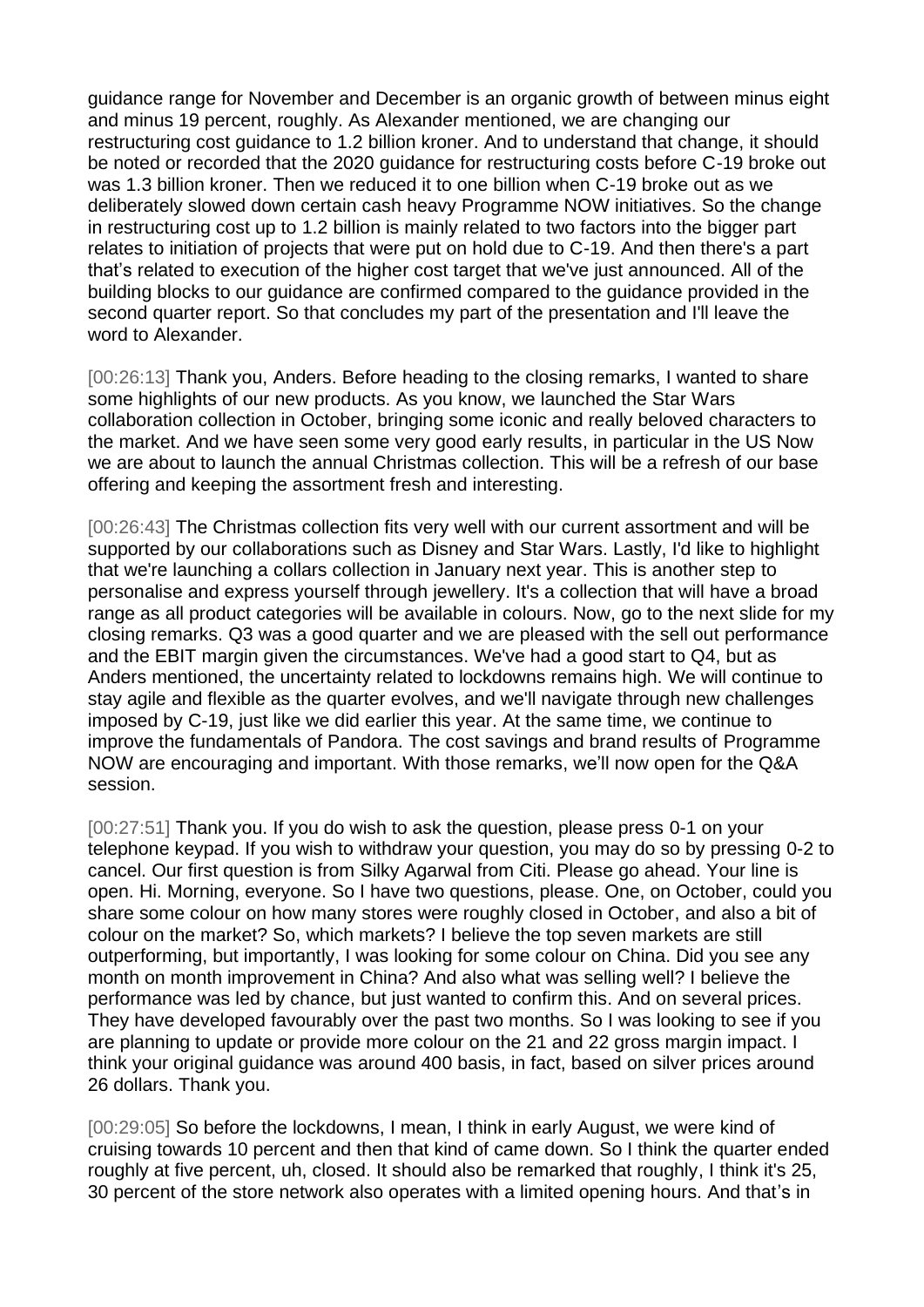guidance range for November and December is an organic growth of between minus eight and minus 19 percent, roughly. As Alexander mentioned, we are changing our restructuring cost guidance to 1.2 billion kroner. And to understand that change, it should be noted or recorded that the 2020 guidance for restructuring costs before C-19 broke out was 1.3 billion kroner. Then we reduced it to one billion when C-19 broke out as we deliberately slowed down certain cash heavy Programme NOW initiatives. So the change in restructuring cost up to 1.2 billion is mainly related to two factors into the bigger part relates to initiation of projects that were put on hold due to C-19. And then there's a part that's related to execution of the higher cost target that we've just announced. All of the building blocks to our guidance are confirmed compared to the guidance provided in the second quarter report. So that concludes my part of the presentation and I'll leave the word to Alexander.

[00:26:13] Thank you, Anders. Before heading to the closing remarks, I wanted to share some highlights of our new products. As you know, we launched the Star Wars collaboration collection in October, bringing some iconic and really beloved characters to the market. And we have seen some very good early results, in particular in the US Now we are about to launch the annual Christmas collection. This will be a refresh of our base offering and keeping the assortment fresh and interesting.

[00:26:43] The Christmas collection fits very well with our current assortment and will be supported by our collaborations such as Disney and Star Wars. Lastly, I'd like to highlight that we're launching a collars collection in January next year. This is another step to personalise and express yourself through jewellery. It's a collection that will have a broad range as all product categories will be available in colours. Now, go to the next slide for my closing remarks. Q3 was a good quarter and we are pleased with the sell out performance and the EBIT margin given the circumstances. We've had a good start to Q4, but as Anders mentioned, the uncertainty related to lockdowns remains high. We will continue to stay agile and flexible as the quarter evolves, and we'll navigate through new challenges imposed by C-19, just like we did earlier this year. At the same time, we continue to improve the fundamentals of Pandora. The cost savings and brand results of Programme NOW are encouraging and important. With those remarks, we'll now open for the Q&A session.

[00:27:51] Thank you. If you do wish to ask the question, please press 0-1 on your telephone keypad. If you wish to withdraw your question, you may do so by pressing 0-2 to cancel. Our first question is from Silky Agarwal from Citi. Please go ahead. Your line is open. Hi. Morning, everyone. So I have two questions, please. One, on October, could you share some colour on how many stores were roughly closed in October, and also a bit of colour on the market? So, which markets? I believe the top seven markets are still outperforming, but importantly, I was looking for some colour on China. Did you see any month on month improvement in China? And also what was selling well? I believe the performance was led by chance, but just wanted to confirm this. And on several prices. They have developed favourably over the past two months. So I was looking to see if you are planning to update or provide more colour on the 21 and 22 gross margin impact. I think your original guidance was around 400 basis, in fact, based on silver prices around 26 dollars. Thank you.

[00:29:05] So before the lockdowns, I mean, I think in early August, we were kind of cruising towards 10 percent and then that kind of came down. So I think the quarter ended roughly at five percent, uh, closed. It should also be remarked that roughly, I think it's 25, 30 percent of the store network also operates with a limited opening hours. And that's in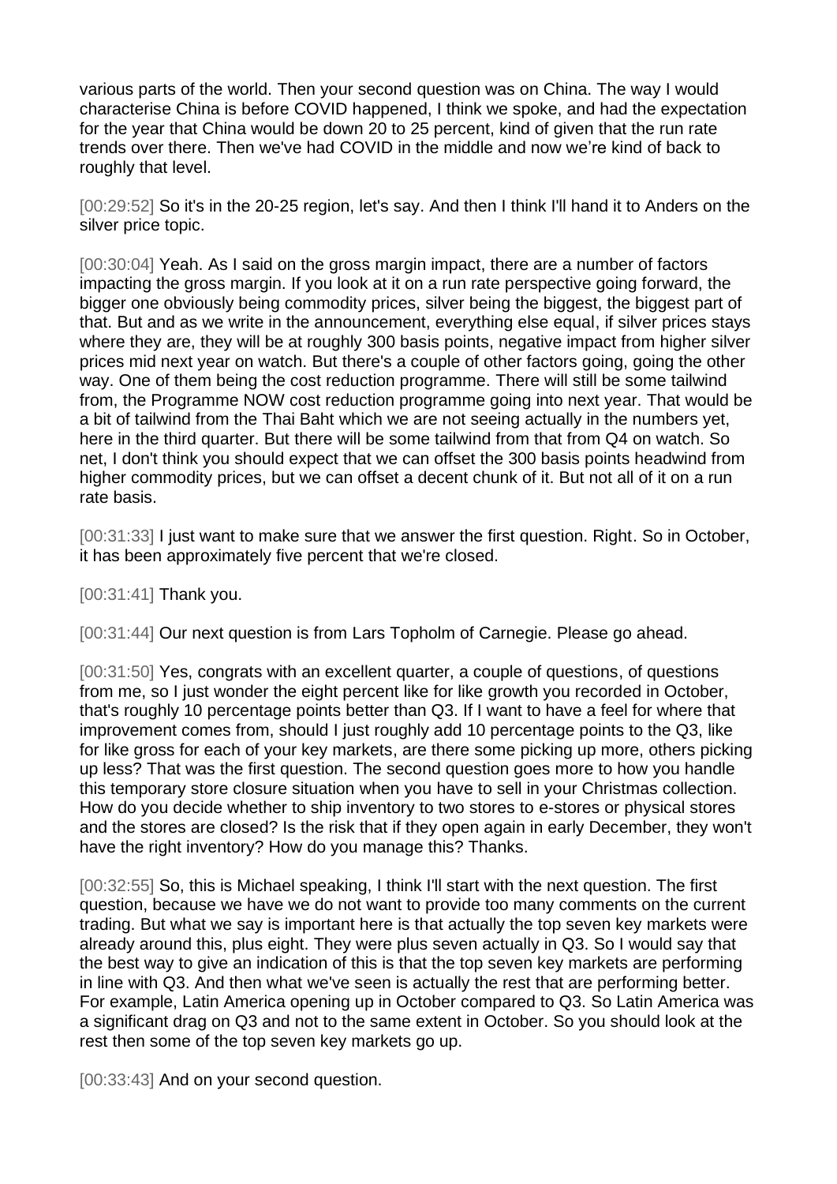various parts of the world. Then your second question was on China. The way I would characterise China is before COVID happened, I think we spoke, and had the expectation for the year that China would be down 20 to 25 percent, kind of given that the run rate trends over there. Then we've had COVID in the middle and now we're kind of back to roughly that level.

[00:29:52] So it's in the 20-25 region, let's say. And then I think I'll hand it to Anders on the silver price topic.

[00:30:04] Yeah. As I said on the gross margin impact, there are a number of factors impacting the gross margin. If you look at it on a run rate perspective going forward, the bigger one obviously being commodity prices, silver being the biggest, the biggest part of that. But and as we write in the announcement, everything else equal, if silver prices stays where they are, they will be at roughly 300 basis points, negative impact from higher silver prices mid next year on watch. But there's a couple of other factors going, going the other way. One of them being the cost reduction programme. There will still be some tailwind from, the Programme NOW cost reduction programme going into next year. That would be a bit of tailwind from the Thai Baht which we are not seeing actually in the numbers yet, here in the third quarter. But there will be some tailwind from that from Q4 on watch. So net, I don't think you should expect that we can offset the 300 basis points headwind from higher commodity prices, but we can offset a decent chunk of it. But not all of it on a run rate basis.

[00:31:33] I just want to make sure that we answer the first question. Right. So in October, it has been approximately five percent that we're closed.

[00:31:41] Thank you.

[00:31:44] Our next question is from Lars Topholm of Carnegie. Please go ahead.

[00:31:50] Yes, congrats with an excellent quarter, a couple of questions, of questions from me, so I just wonder the eight percent like for like growth you recorded in October, that's roughly 10 percentage points better than Q3. If I want to have a feel for where that improvement comes from, should I just roughly add 10 percentage points to the Q3, like for like gross for each of your key markets, are there some picking up more, others picking up less? That was the first question. The second question goes more to how you handle this temporary store closure situation when you have to sell in your Christmas collection. How do you decide whether to ship inventory to two stores to e-stores or physical stores and the stores are closed? Is the risk that if they open again in early December, they won't have the right inventory? How do you manage this? Thanks.

[00:32:55] So, this is Michael speaking, I think I'll start with the next question. The first question, because we have we do not want to provide too many comments on the current trading. But what we say is important here is that actually the top seven key markets were already around this, plus eight. They were plus seven actually in Q3. So I would say that the best way to give an indication of this is that the top seven key markets are performing in line with Q3. And then what we've seen is actually the rest that are performing better. For example, Latin America opening up in October compared to Q3. So Latin America was a significant drag on Q3 and not to the same extent in October. So you should look at the rest then some of the top seven key markets go up.

[00:33:43] And on your second question.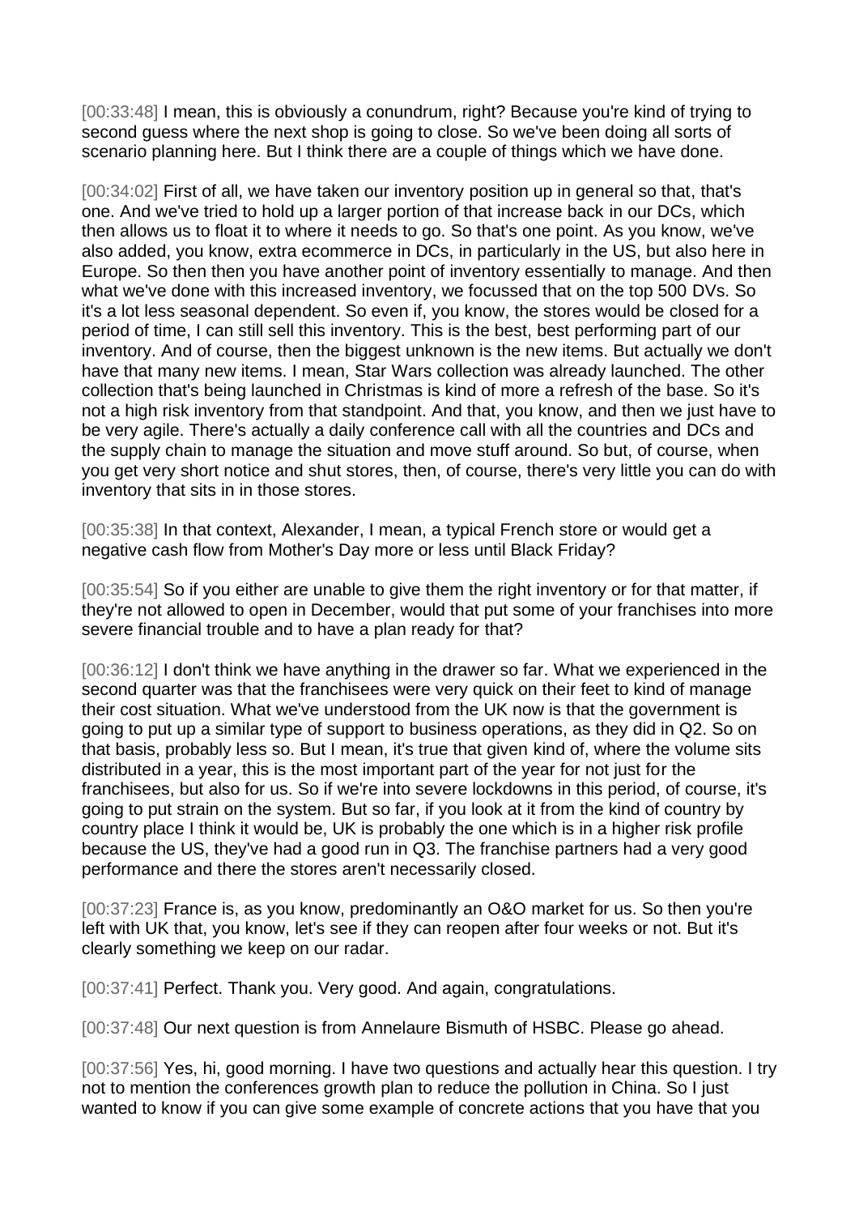[00:33:48] I mean, this is obviously a conundrum, right? Because you're kind of trying to second guess where the next shop is going to close. So we've been doing all sorts of scenario planning here. But I think there are a couple of things which we have done.

[00:34:02] First of all, we have taken our inventory position up in general so that, that's one. And we've tried to hold up a larger portion of that increase back in our DCs, which then allows us to float it to where it needs to go. So that's one point. As you know, we've also added, you know, extra ecommerce in DCs, in particularly in the US, but also here in Europe. So then then you have another point of inventory essentially to manage. And then what we've done with this increased inventory, we focussed that on the top 500 DVs. So it's a lot less seasonal dependent. So even if, you know, the stores would be closed for a period of time, I can still sell this inventory. This is the best, best performing part of our inventory. And of course, then the biggest unknown is the new items. But actually we don't have that many new items. I mean, Star Wars collection was already launched. The other collection that's being launched in Christmas is kind of more a refresh of the base. So it's not a high risk inventory from that standpoint. And that, you know, and then we just have to be very agile. There's actually a daily conference call with all the countries and DCs and the supply chain to manage the situation and move stuff around. So but, of course, when you get very short notice and shut stores, then, of course, there's very little you can do with inventory that sits in in those stores.

[00:35:38] In that context, Alexander, I mean, a typical French store or would get a negative cash flow from Mother's Day more or less until Black Friday?

[00:35:54] So if you either are unable to give them the right inventory or for that matter, if they're not allowed to open in December, would that put some of your franchises into more severe financial trouble and to have a plan ready for that?

[00:36:12] I don't think we have anything in the drawer so far. What we experienced in the second quarter was that the franchisees were very quick on their feet to kind of manage their cost situation. What we've understood from the UK now is that the government is going to put up a similar type of support to business operations, as they did in Q2. So on that basis, probably less so. But I mean, it's true that given kind of, where the volume sits distributed in a year, this is the most important part of the year for not just for the franchisees, but also for us. So if we're into severe lockdowns in this period, of course, it's going to put strain on the system. But so far, if you look at it from the kind of country by country place I think it would be, UK is probably the one which is in a higher risk profile because the US, they've had a good run in Q3. The franchise partners had a very good performance and there the stores aren't necessarily closed.

[00:37:23] France is, as you know, predominantly an O&O market for us. So then you're left with UK that, you know, let's see if they can reopen after four weeks or not. But it's clearly something we keep on our radar.

[00:37:41] Perfect. Thank you. Very good. And again, congratulations.

[00:37:48] Our next question is from Annelaure Bismuth of HSBC. Please go ahead.

[00:37:56] Yes, hi, good morning. I have two questions and actually hear this question. I try not to mention the conferences growth plan to reduce the pollution in China. So I just wanted to know if you can give some example of concrete actions that you have that you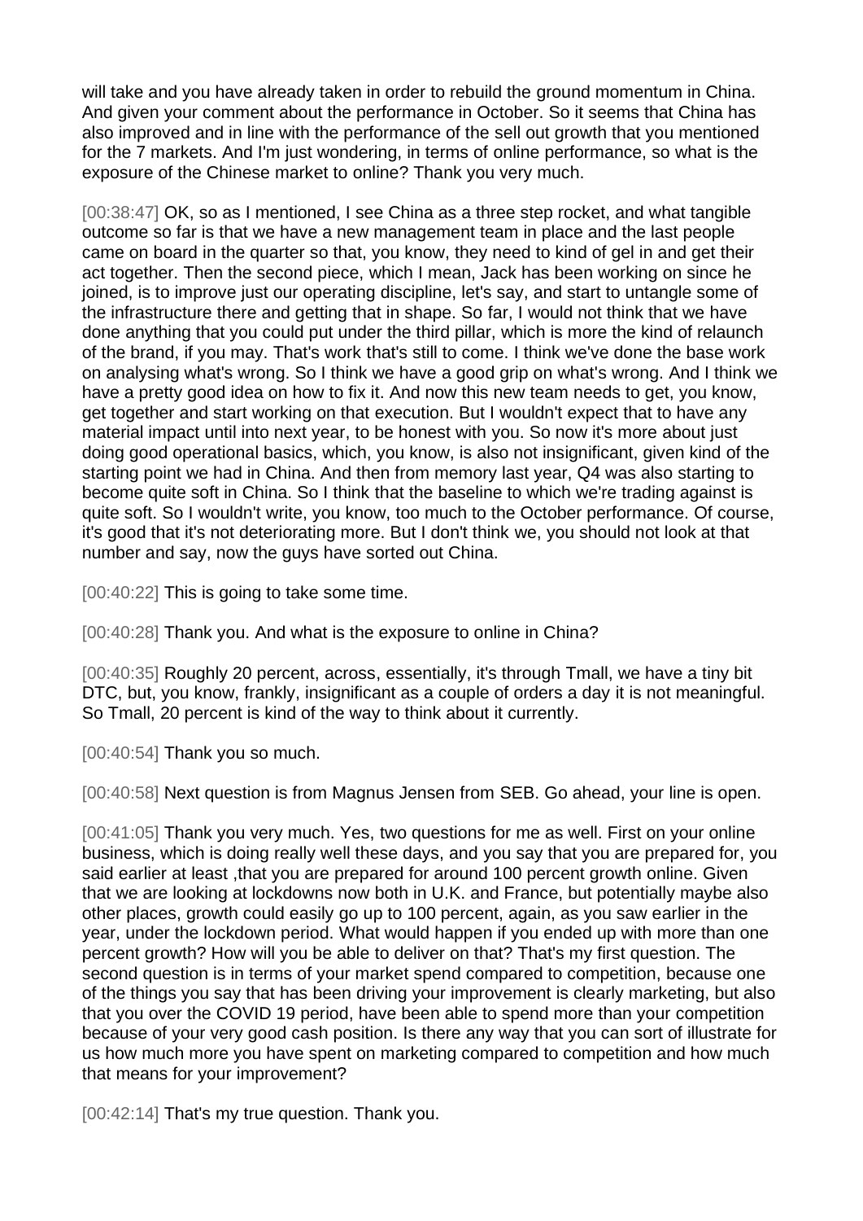will take and you have already taken in order to rebuild the ground momentum in China. And given your comment about the performance in October. So it seems that China has also improved and in line with the performance of the sell out growth that you mentioned for the 7 markets. And I'm just wondering, in terms of online performance, so what is the exposure of the Chinese market to online? Thank you very much.

[00:38:47] OK, so as I mentioned, I see China as a three step rocket, and what tangible outcome so far is that we have a new management team in place and the last people came on board in the quarter so that, you know, they need to kind of gel in and get their act together. Then the second piece, which I mean, Jack has been working on since he joined, is to improve just our operating discipline, let's say, and start to untangle some of the infrastructure there and getting that in shape. So far, I would not think that we have done anything that you could put under the third pillar, which is more the kind of relaunch of the brand, if you may. That's work that's still to come. I think we've done the base work on analysing what's wrong. So I think we have a good grip on what's wrong. And I think we have a pretty good idea on how to fix it. And now this new team needs to get, you know, get together and start working on that execution. But I wouldn't expect that to have any material impact until into next year, to be honest with you. So now it's more about just doing good operational basics, which, you know, is also not insignificant, given kind of the starting point we had in China. And then from memory last year, Q4 was also starting to become quite soft in China. So I think that the baseline to which we're trading against is quite soft. So I wouldn't write, you know, too much to the October performance. Of course, it's good that it's not deteriorating more. But I don't think we, you should not look at that number and say, now the guys have sorted out China.

[00:40:22] This is going to take some time.

[00:40:28] Thank you. And what is the exposure to online in China?

[00:40:35] Roughly 20 percent, across, essentially, it's through Tmall, we have a tiny bit DTC, but, you know, frankly, insignificant as a couple of orders a day it is not meaningful. So Tmall, 20 percent is kind of the way to think about it currently.

[00:40:54] Thank you so much.

[00:40:58] Next question is from Magnus Jensen from SEB. Go ahead, your line is open.

[00:41:05] Thank you very much. Yes, two questions for me as well. First on your online business, which is doing really well these days, and you say that you are prepared for, you said earlier at least ,that you are prepared for around 100 percent growth online. Given that we are looking at lockdowns now both in U.K. and France, but potentially maybe also other places, growth could easily go up to 100 percent, again, as you saw earlier in the year, under the lockdown period. What would happen if you ended up with more than one percent growth? How will you be able to deliver on that? That's my first question. The second question is in terms of your market spend compared to competition, because one of the things you say that has been driving your improvement is clearly marketing, but also that you over the COVID 19 period, have been able to spend more than your competition because of your very good cash position. Is there any way that you can sort of illustrate for us how much more you have spent on marketing compared to competition and how much that means for your improvement?

[00:42:14] That's my true question. Thank you.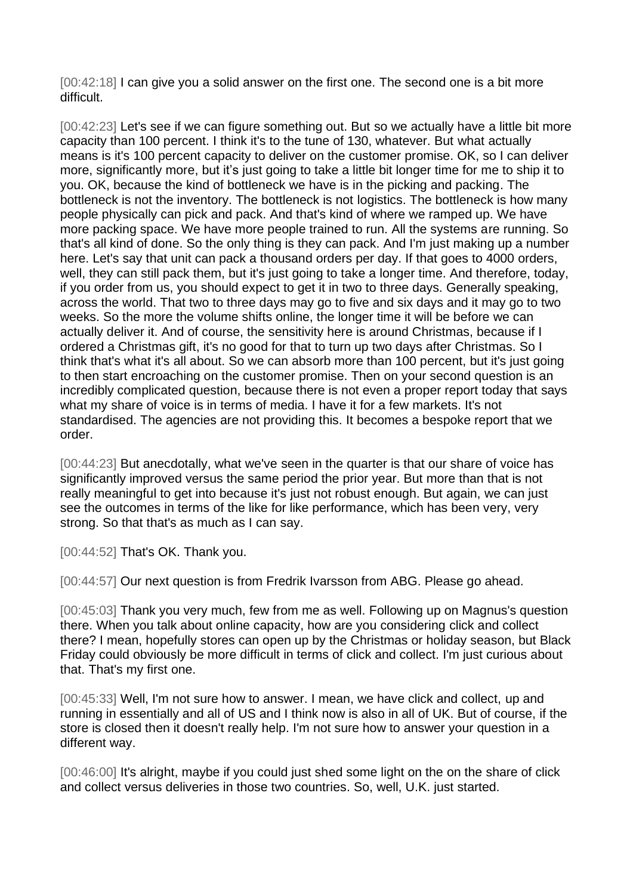[00:42:18] I can give you a solid answer on the first one. The second one is a bit more difficult.

[00:42:23] Let's see if we can figure something out. But so we actually have a little bit more capacity than 100 percent. I think it's to the tune of 130, whatever. But what actually means is it's 100 percent capacity to deliver on the customer promise. OK, so I can deliver more, significantly more, but it's just going to take a little bit longer time for me to ship it to you. OK, because the kind of bottleneck we have is in the picking and packing. The bottleneck is not the inventory. The bottleneck is not logistics. The bottleneck is how many people physically can pick and pack. And that's kind of where we ramped up. We have more packing space. We have more people trained to run. All the systems are running. So that's all kind of done. So the only thing is they can pack. And I'm just making up a number here. Let's say that unit can pack a thousand orders per day. If that goes to 4000 orders, well, they can still pack them, but it's just going to take a longer time. And therefore, today, if you order from us, you should expect to get it in two to three days. Generally speaking, across the world. That two to three days may go to five and six days and it may go to two weeks. So the more the volume shifts online, the longer time it will be before we can actually deliver it. And of course, the sensitivity here is around Christmas, because if I ordered a Christmas gift, it's no good for that to turn up two days after Christmas. So I think that's what it's all about. So we can absorb more than 100 percent, but it's just going to then start encroaching on the customer promise. Then on your second question is an incredibly complicated question, because there is not even a proper report today that says what my share of voice is in terms of media. I have it for a few markets. It's not standardised. The agencies are not providing this. It becomes a bespoke report that we order.

[00:44:23] But anecdotally, what we've seen in the quarter is that our share of voice has significantly improved versus the same period the prior year. But more than that is not really meaningful to get into because it's just not robust enough. But again, we can just see the outcomes in terms of the like for like performance, which has been very, very strong. So that that's as much as I can say.

[00:44:52] That's OK. Thank you.

[00:44:57] Our next question is from Fredrik Ivarsson from ABG. Please go ahead.

[00:45:03] Thank you very much, few from me as well. Following up on Magnus's question there. When you talk about online capacity, how are you considering click and collect there? I mean, hopefully stores can open up by the Christmas or holiday season, but Black Friday could obviously be more difficult in terms of click and collect. I'm just curious about that. That's my first one.

[00:45:33] Well, I'm not sure how to answer. I mean, we have click and collect, up and running in essentially and all of US and I think now is also in all of UK. But of course, if the store is closed then it doesn't really help. I'm not sure how to answer your question in a different way.

[00:46:00] It's alright, maybe if you could just shed some light on the on the share of click and collect versus deliveries in those two countries. So, well, U.K. just started.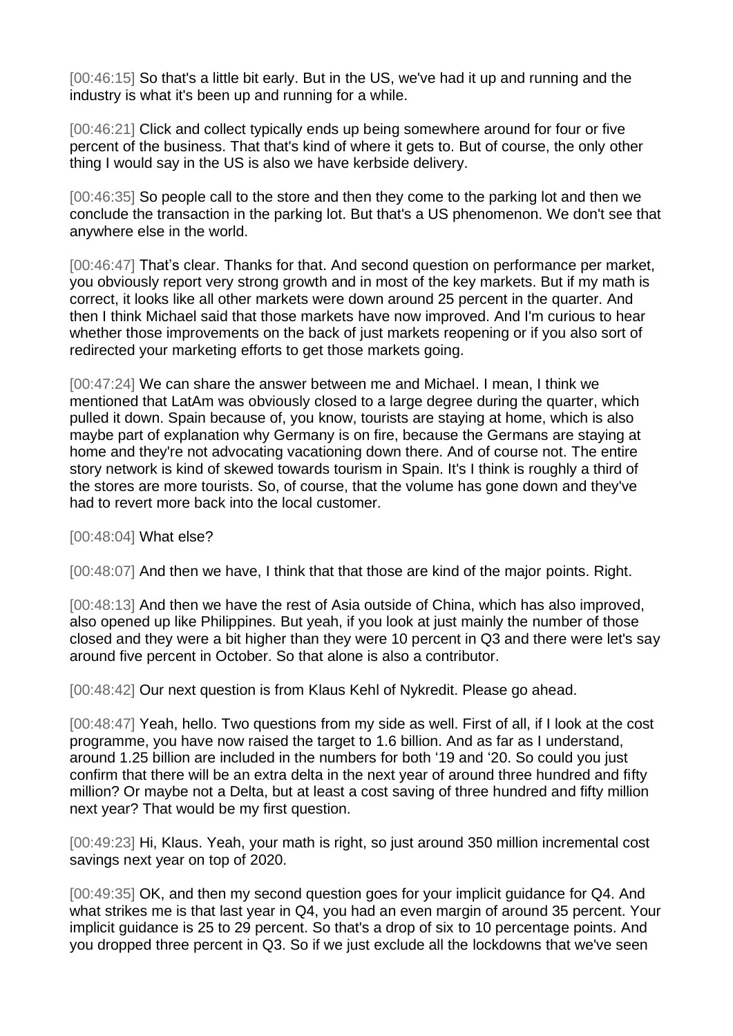[00:46:15] So that's a little bit early. But in the US, we've had it up and running and the industry is what it's been up and running for a while.

[00:46:21] Click and collect typically ends up being somewhere around for four or five percent of the business. That that's kind of where it gets to. But of course, the only other thing I would say in the US is also we have kerbside delivery.

[00:46:35] So people call to the store and then they come to the parking lot and then we conclude the transaction in the parking lot. But that's a US phenomenon. We don't see that anywhere else in the world.

[00:46:47] That's clear. Thanks for that. And second question on performance per market, you obviously report very strong growth and in most of the key markets. But if my math is correct, it looks like all other markets were down around 25 percent in the quarter. And then I think Michael said that those markets have now improved. And I'm curious to hear whether those improvements on the back of just markets reopening or if you also sort of redirected your marketing efforts to get those markets going.

[00:47:24] We can share the answer between me and Michael. I mean, I think we mentioned that LatAm was obviously closed to a large degree during the quarter, which pulled it down. Spain because of, you know, tourists are staying at home, which is also maybe part of explanation why Germany is on fire, because the Germans are staying at home and they're not advocating vacationing down there. And of course not. The entire story network is kind of skewed towards tourism in Spain. It's I think is roughly a third of the stores are more tourists. So, of course, that the volume has gone down and they've had to revert more back into the local customer.

[00:48:04] What else?

[00:48:07] And then we have, I think that that those are kind of the major points. Right.

[00:48:13] And then we have the rest of Asia outside of China, which has also improved, also opened up like Philippines. But yeah, if you look at just mainly the number of those closed and they were a bit higher than they were 10 percent in Q3 and there were let's say around five percent in October. So that alone is also a contributor.

[00:48:42] Our next question is from Klaus Kehl of Nykredit. Please go ahead.

[00:48:47] Yeah, hello. Two questions from my side as well. First of all, if I look at the cost programme, you have now raised the target to 1.6 billion. And as far as I understand, around 1.25 billion are included in the numbers for both '19 and '20. So could you just confirm that there will be an extra delta in the next year of around three hundred and fifty million? Or maybe not a Delta, but at least a cost saving of three hundred and fifty million next year? That would be my first question.

[00:49:23] Hi, Klaus. Yeah, your math is right, so just around 350 million incremental cost savings next year on top of 2020.

[00:49:35] OK, and then my second question goes for your implicit guidance for Q4. And what strikes me is that last year in Q4, you had an even margin of around 35 percent. Your implicit guidance is 25 to 29 percent. So that's a drop of six to 10 percentage points. And you dropped three percent in Q3. So if we just exclude all the lockdowns that we've seen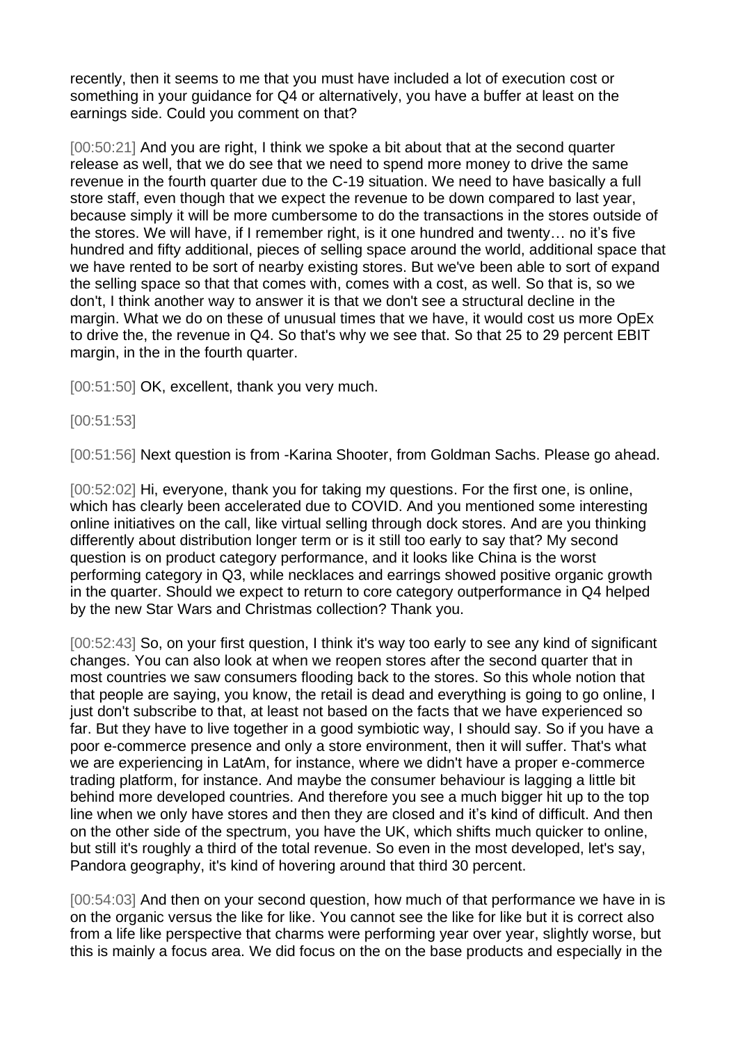recently, then it seems to me that you must have included a lot of execution cost or something in your guidance for Q4 or alternatively, you have a buffer at least on the earnings side. Could you comment on that?

[00:50:21] And you are right, I think we spoke a bit about that at the second quarter release as well, that we do see that we need to spend more money to drive the same revenue in the fourth quarter due to the C-19 situation. We need to have basically a full store staff, even though that we expect the revenue to be down compared to last year, because simply it will be more cumbersome to do the transactions in the stores outside of the stores. We will have, if I remember right, is it one hundred and twenty… no it's five hundred and fifty additional, pieces of selling space around the world, additional space that we have rented to be sort of nearby existing stores. But we've been able to sort of expand the selling space so that that comes with, comes with a cost, as well. So that is, so we don't, I think another way to answer it is that we don't see a structural decline in the margin. What we do on these of unusual times that we have, it would cost us more OpEx to drive the, the revenue in Q4. So that's why we see that. So that 25 to 29 percent EBIT margin, in the in the fourth quarter.

[00:51:50] OK, excellent, thank you very much.

[00:51:53]

[00:51:56] Next question is from -Karina Shooter, from Goldman Sachs. Please go ahead.

[00:52:02] Hi, everyone, thank you for taking my questions. For the first one, is online, which has clearly been accelerated due to COVID. And you mentioned some interesting online initiatives on the call, like virtual selling through dock stores. And are you thinking differently about distribution longer term or is it still too early to say that? My second question is on product category performance, and it looks like China is the worst performing category in Q3, while necklaces and earrings showed positive organic growth in the quarter. Should we expect to return to core category outperformance in Q4 helped by the new Star Wars and Christmas collection? Thank you.

[00:52:43] So, on your first question, I think it's way too early to see any kind of significant changes. You can also look at when we reopen stores after the second quarter that in most countries we saw consumers flooding back to the stores. So this whole notion that that people are saying, you know, the retail is dead and everything is going to go online, I just don't subscribe to that, at least not based on the facts that we have experienced so far. But they have to live together in a good symbiotic way, I should say. So if you have a poor e-commerce presence and only a store environment, then it will suffer. That's what we are experiencing in LatAm, for instance, where we didn't have a proper e-commerce trading platform, for instance. And maybe the consumer behaviour is lagging a little bit behind more developed countries. And therefore you see a much bigger hit up to the top line when we only have stores and then they are closed and it's kind of difficult. And then on the other side of the spectrum, you have the UK, which shifts much quicker to online, but still it's roughly a third of the total revenue. So even in the most developed, let's say, Pandora geography, it's kind of hovering around that third 30 percent.

[00:54:03] And then on your second question, how much of that performance we have in is on the organic versus the like for like. You cannot see the like for like but it is correct also from a life like perspective that charms were performing year over year, slightly worse, but this is mainly a focus area. We did focus on the on the base products and especially in the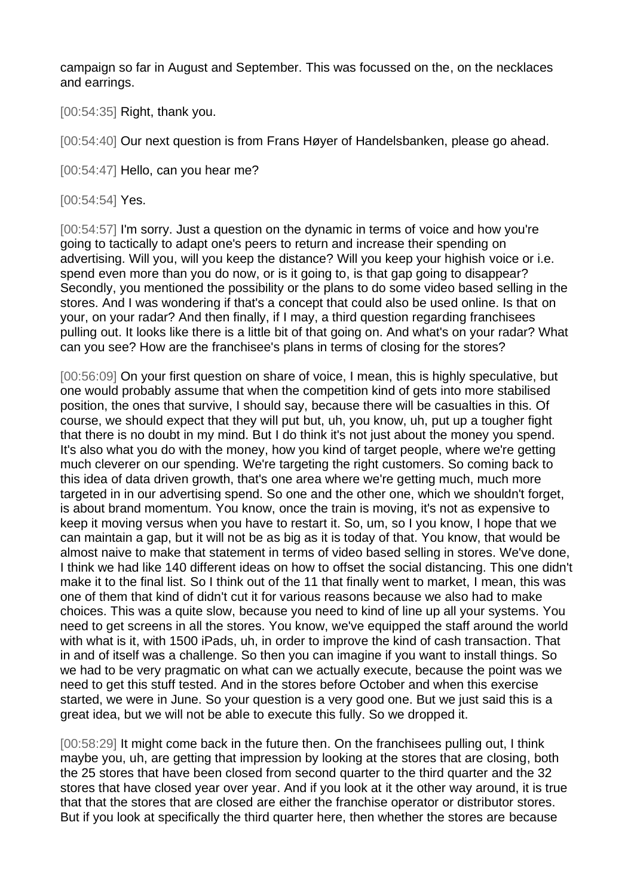campaign so far in August and September. This was focussed on the, on the necklaces and earrings.

[00:54:35] Right, thank you.

[00:54:40] Our next question is from Frans Høyer of Handelsbanken, please go ahead.

[00:54:47] Hello, can you hear me?

[00:54:54] Yes.

[00:54:57] I'm sorry. Just a question on the dynamic in terms of voice and how you're going to tactically to adapt one's peers to return and increase their spending on advertising. Will you, will you keep the distance? Will you keep your highish voice or i.e. spend even more than you do now, or is it going to, is that gap going to disappear? Secondly, you mentioned the possibility or the plans to do some video based selling in the stores. And I was wondering if that's a concept that could also be used online. Is that on your, on your radar? And then finally, if I may, a third question regarding franchisees pulling out. It looks like there is a little bit of that going on. And what's on your radar? What can you see? How are the franchisee's plans in terms of closing for the stores?

[00:56:09] On your first question on share of voice, I mean, this is highly speculative, but one would probably assume that when the competition kind of gets into more stabilised position, the ones that survive, I should say, because there will be casualties in this. Of course, we should expect that they will put but, uh, you know, uh, put up a tougher fight that there is no doubt in my mind. But I do think it's not just about the money you spend. It's also what you do with the money, how you kind of target people, where we're getting much cleverer on our spending. We're targeting the right customers. So coming back to this idea of data driven growth, that's one area where we're getting much, much more targeted in in our advertising spend. So one and the other one, which we shouldn't forget, is about brand momentum. You know, once the train is moving, it's not as expensive to keep it moving versus when you have to restart it. So, um, so I you know, I hope that we can maintain a gap, but it will not be as big as it is today of that. You know, that would be almost naive to make that statement in terms of video based selling in stores. We've done, I think we had like 140 different ideas on how to offset the social distancing. This one didn't make it to the final list. So I think out of the 11 that finally went to market, I mean, this was one of them that kind of didn't cut it for various reasons because we also had to make choices. This was a quite slow, because you need to kind of line up all your systems. You need to get screens in all the stores. You know, we've equipped the staff around the world with what is it, with 1500 iPads, uh, in order to improve the kind of cash transaction. That in and of itself was a challenge. So then you can imagine if you want to install things. So we had to be very pragmatic on what can we actually execute, because the point was we need to get this stuff tested. And in the stores before October and when this exercise started, we were in June. So your question is a very good one. But we just said this is a great idea, but we will not be able to execute this fully. So we dropped it.

[00:58:29] It might come back in the future then. On the franchisees pulling out, I think maybe you, uh, are getting that impression by looking at the stores that are closing, both the 25 stores that have been closed from second quarter to the third quarter and the 32 stores that have closed year over year. And if you look at it the other way around, it is true that that the stores that are closed are either the franchise operator or distributor stores. But if you look at specifically the third quarter here, then whether the stores are because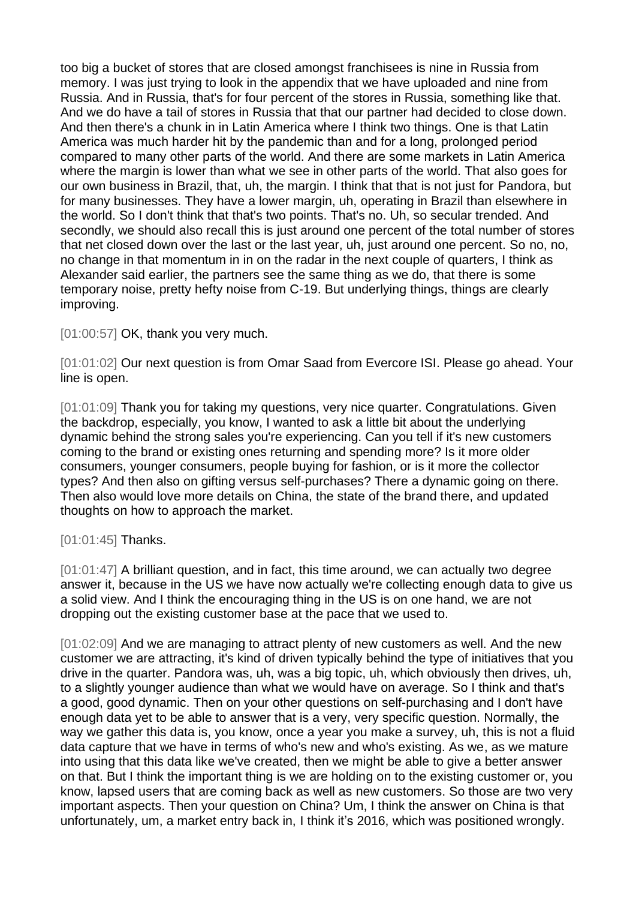too big a bucket of stores that are closed amongst franchisees is nine in Russia from memory. I was just trying to look in the appendix that we have uploaded and nine from Russia. And in Russia, that's for four percent of the stores in Russia, something like that. And we do have a tail of stores in Russia that that our partner had decided to close down. And then there's a chunk in in Latin America where I think two things. One is that Latin America was much harder hit by the pandemic than and for a long, prolonged period compared to many other parts of the world. And there are some markets in Latin America where the margin is lower than what we see in other parts of the world. That also goes for our own business in Brazil, that, uh, the margin. I think that that is not just for Pandora, but for many businesses. They have a lower margin, uh, operating in Brazil than elsewhere in the world. So I don't think that that's two points. That's no. Uh, so secular trended. And secondly, we should also recall this is just around one percent of the total number of stores that net closed down over the last or the last year, uh, just around one percent. So no, no, no change in that momentum in in on the radar in the next couple of quarters, I think as Alexander said earlier, the partners see the same thing as we do, that there is some temporary noise, pretty hefty noise from C-19. But underlying things, things are clearly improving.

[01:00:57] OK, thank you very much.

[01:01:02] Our next question is from Omar Saad from Evercore ISI. Please go ahead. Your line is open.

[01:01:09] Thank you for taking my questions, very nice quarter. Congratulations. Given the backdrop, especially, you know, I wanted to ask a little bit about the underlying dynamic behind the strong sales you're experiencing. Can you tell if it's new customers coming to the brand or existing ones returning and spending more? Is it more older consumers, younger consumers, people buying for fashion, or is it more the collector types? And then also on gifting versus self-purchases? There a dynamic going on there. Then also would love more details on China, the state of the brand there, and updated thoughts on how to approach the market.

[01:01:45] Thanks.

[01:01:47] A brilliant question, and in fact, this time around, we can actually two degree answer it, because in the US we have now actually we're collecting enough data to give us a solid view. And I think the encouraging thing in the US is on one hand, we are not dropping out the existing customer base at the pace that we used to.

[01:02:09] And we are managing to attract plenty of new customers as well. And the new customer we are attracting, it's kind of driven typically behind the type of initiatives that you drive in the quarter. Pandora was, uh, was a big topic, uh, which obviously then drives, uh, to a slightly younger audience than what we would have on average. So I think and that's a good, good dynamic. Then on your other questions on self-purchasing and I don't have enough data yet to be able to answer that is a very, very specific question. Normally, the way we gather this data is, you know, once a year you make a survey, uh, this is not a fluid data capture that we have in terms of who's new and who's existing. As we, as we mature into using that this data like we've created, then we might be able to give a better answer on that. But I think the important thing is we are holding on to the existing customer or, you know, lapsed users that are coming back as well as new customers. So those are two very important aspects. Then your question on China? Um, I think the answer on China is that unfortunately, um, a market entry back in, I think it's 2016, which was positioned wrongly.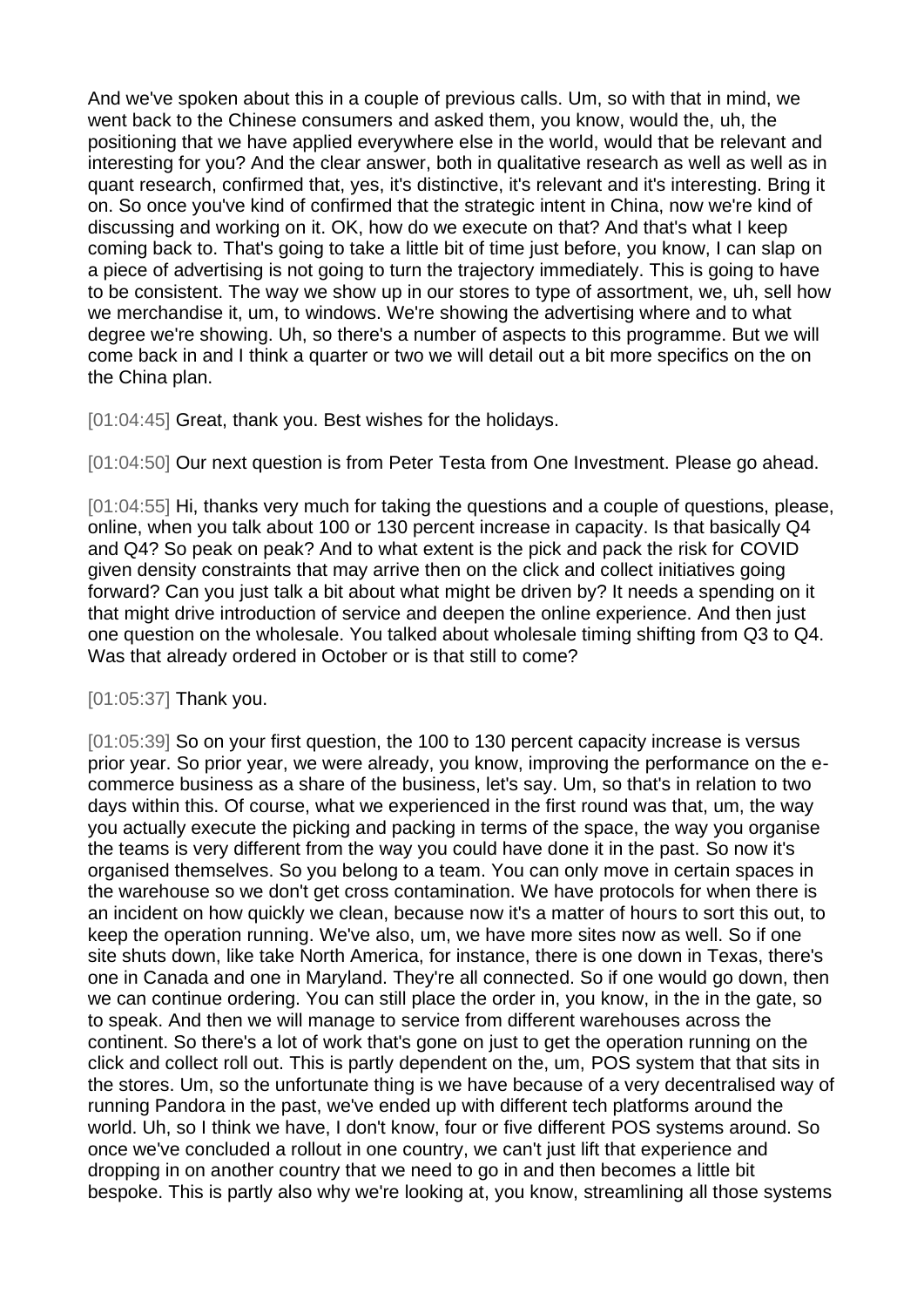And we've spoken about this in a couple of previous calls. Um, so with that in mind, we went back to the Chinese consumers and asked them, you know, would the, uh, the positioning that we have applied everywhere else in the world, would that be relevant and interesting for you? And the clear answer, both in qualitative research as well as well as in quant research, confirmed that, yes, it's distinctive, it's relevant and it's interesting. Bring it on. So once you've kind of confirmed that the strategic intent in China, now we're kind of discussing and working on it. OK, how do we execute on that? And that's what I keep coming back to. That's going to take a little bit of time just before, you know, I can slap on a piece of advertising is not going to turn the trajectory immediately. This is going to have to be consistent. The way we show up in our stores to type of assortment, we, uh, sell how we merchandise it, um, to windows. We're showing the advertising where and to what degree we're showing. Uh, so there's a number of aspects to this programme. But we will come back in and I think a quarter or two we will detail out a bit more specifics on the on the China plan.

[01:04:45] Great, thank you. Best wishes for the holidays.

[01:04:50] Our next question is from Peter Testa from One Investment. Please go ahead.

[01:04:55] Hi, thanks very much for taking the questions and a couple of questions, please, online, when you talk about 100 or 130 percent increase in capacity. Is that basically Q4 and Q4? So peak on peak? And to what extent is the pick and pack the risk for COVID given density constraints that may arrive then on the click and collect initiatives going forward? Can you just talk a bit about what might be driven by? It needs a spending on it that might drive introduction of service and deepen the online experience. And then just one question on the wholesale. You talked about wholesale timing shifting from Q3 to Q4. Was that already ordered in October or is that still to come?

[01:05:37] Thank you.

[01:05:39] So on your first question, the 100 to 130 percent capacity increase is versus prior year. So prior year, we were already, you know, improving the performance on the e-commerce business as a share of the business, let's say. Um, so that's in relation to two days within this. Of course, what we experienced in the first round was that, um, the way you actually execute the picking and packing in terms of the space, the way you organise the teams is very different from the way you could have done it in the past. So now it's organised themselves. So you belong to a team. You can only move in certain spaces in the warehouse so we don't get cross contamination. We have protocols for when there is an incident on how quickly we clean, because now it's a matter of hours to sort this out, to keep the operation running. We've also, um, we have more sites now as well. So if one site shuts down, like take North America, for instance, there is one down in Texas, there's one in Canada and one in Maryland. They're all connected. So if one would go down, then we can continue ordering. You can still place the order in, you know, in the in the gate, so to speak. And then we will manage to service from different warehouses across the continent. So there's a lot of work that's gone on just to get the operation running on the click and collect roll out. This is partly dependent on the, um, POS system that that sits in the stores. Um, so the unfortunate thing is we have because of a very decentralised way of running Pandora in the past, we've ended up with different tech platforms around the world. Uh, so I think we have, I don't know, four or five different POS systems around. So once we've concluded a rollout in one country, we can't just lift that experience and dropping in on another country that we need to go in and then becomes a little bit bespoke. This is partly also why we're looking at, you know, streamlining all those systems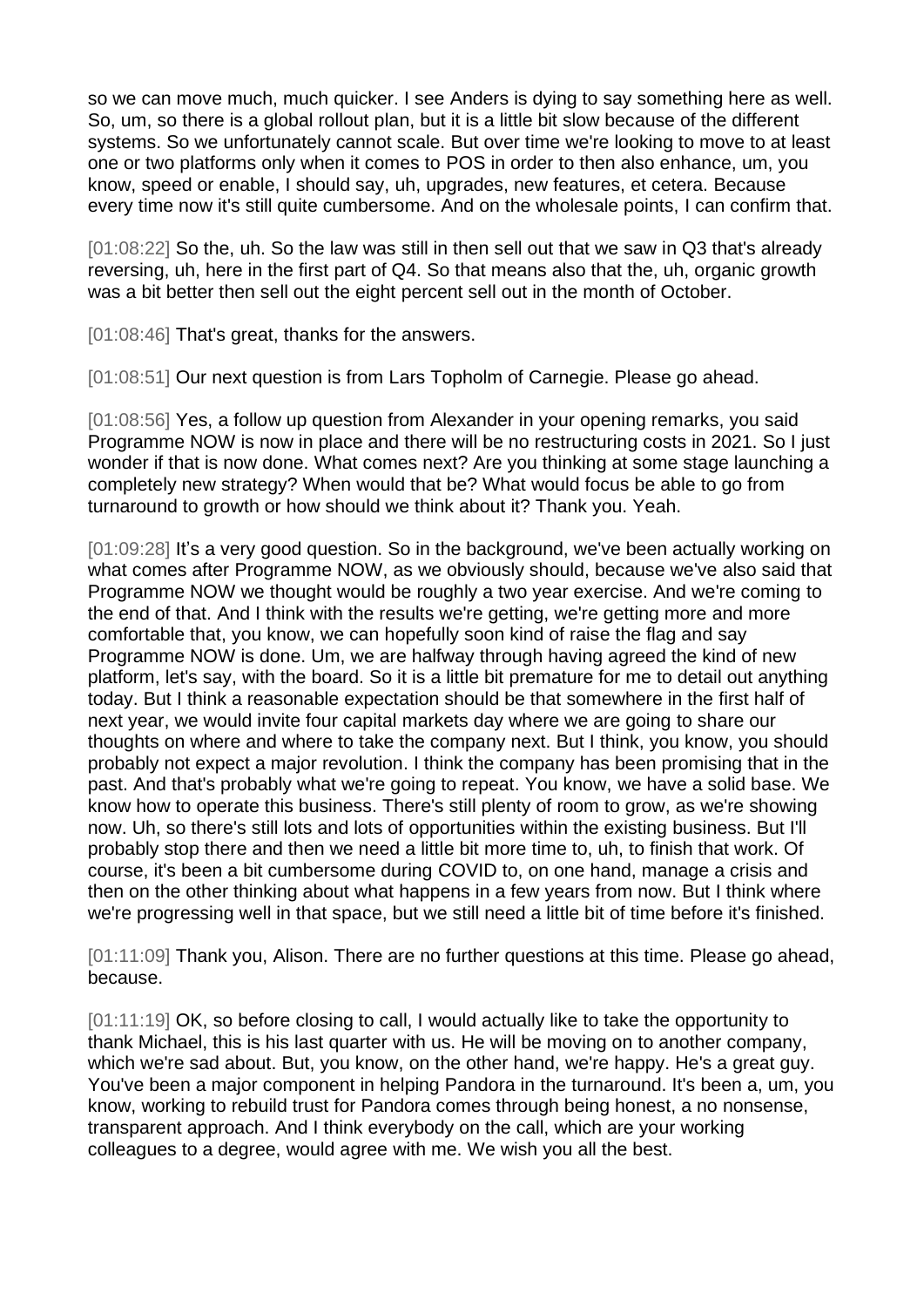so we can move much, much quicker. I see Anders is dying to say something here as well. So, um, so there is a global rollout plan, but it is a little bit slow because of the different systems. So we unfortunately cannot scale. But over time we're looking to move to at least one or two platforms only when it comes to POS in order to then also enhance, um, you know, speed or enable, I should say, uh, upgrades, new features, et cetera. Because every time now it's still quite cumbersome. And on the wholesale points, I can confirm that.

[01:08:22] So the, uh. So the law was still in then sell out that we saw in Q3 that's already reversing, uh, here in the first part of Q4. So that means also that the, uh, organic growth was a bit better then sell out the eight percent sell out in the month of October.

[01:08:46] That's great, thanks for the answers.

[01:08:51] Our next question is from Lars Topholm of Carnegie. Please go ahead.

[01:08:56] Yes, a follow up question from Alexander in your opening remarks, you said Programme NOW is now in place and there will be no restructuring costs in 2021. So I just wonder if that is now done. What comes next? Are you thinking at some stage launching a completely new strategy? When would that be? What would focus be able to go from turnaround to growth or how should we think about it? Thank you. Yeah.

[01:09:28] It's a very good question. So in the background, we've been actually working on what comes after Programme NOW, as we obviously should, because we've also said that Programme NOW we thought would be roughly a two year exercise. And we're coming to the end of that. And I think with the results we're getting, we're getting more and more comfortable that, you know, we can hopefully soon kind of raise the flag and say Programme NOW is done. Um, we are halfway through having agreed the kind of new platform, let's say, with the board. So it is a little bit premature for me to detail out anything today. But I think a reasonable expectation should be that somewhere in the first half of next year, we would invite four capital markets day where we are going to share our thoughts on where and where to take the company next. But I think, you know, you should probably not expect a major revolution. I think the company has been promising that in the past. And that's probably what we're going to repeat. You know, we have a solid base. We know how to operate this business. There's still plenty of room to grow, as we're showing now. Uh, so there's still lots and lots of opportunities within the existing business. But I'll probably stop there and then we need a little bit more time to, uh, to finish that work. Of course, it's been a bit cumbersome during COVID to, on one hand, manage a crisis and then on the other thinking about what happens in a few years from now. But I think where we're progressing well in that space, but we still need a little bit of time before it's finished.

[01:11:09] Thank you, Alison. There are no further questions at this time. Please go ahead, because.

[01:11:19] OK, so before closing to call, I would actually like to take the opportunity to thank Michael, this is his last quarter with us. He will be moving on to another company, which we're sad about. But, you know, on the other hand, we're happy. He's a great guy. You've been a major component in helping Pandora in the turnaround. It's been a, um, you know, working to rebuild trust for Pandora comes through being honest, a no nonsense, transparent approach. And I think everybody on the call, which are your working colleagues to a degree, would agree with me. We wish you all the best.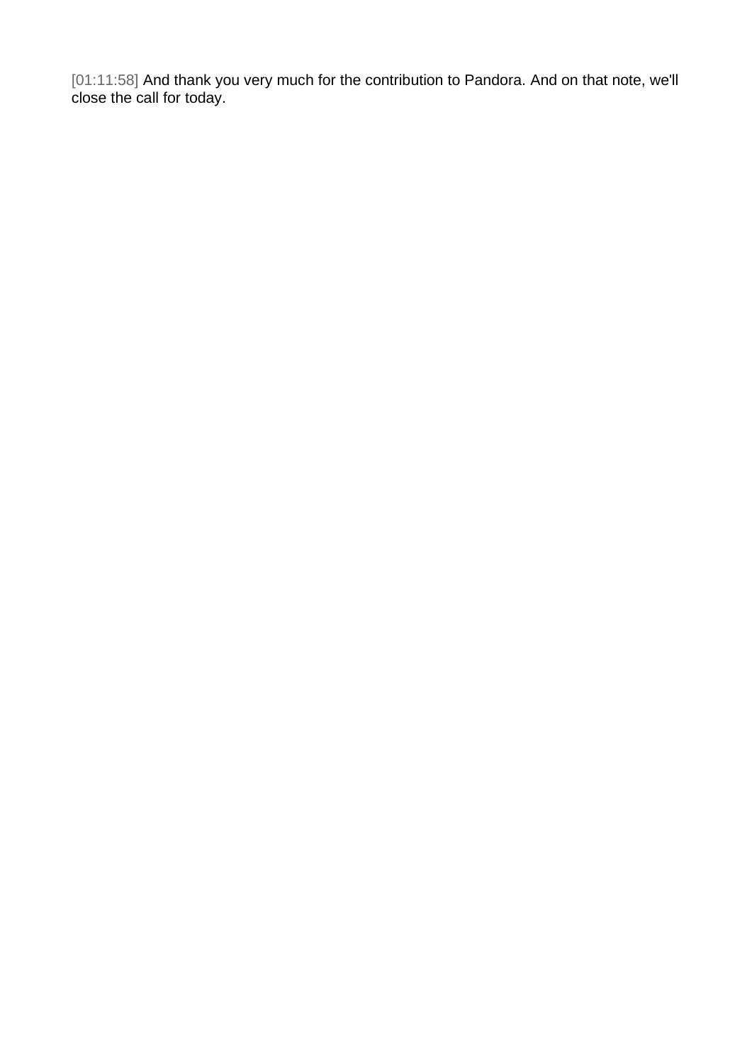[01:11:58] And thank you very much for the contribution to Pandora. And on that note, we'll close the call for today.